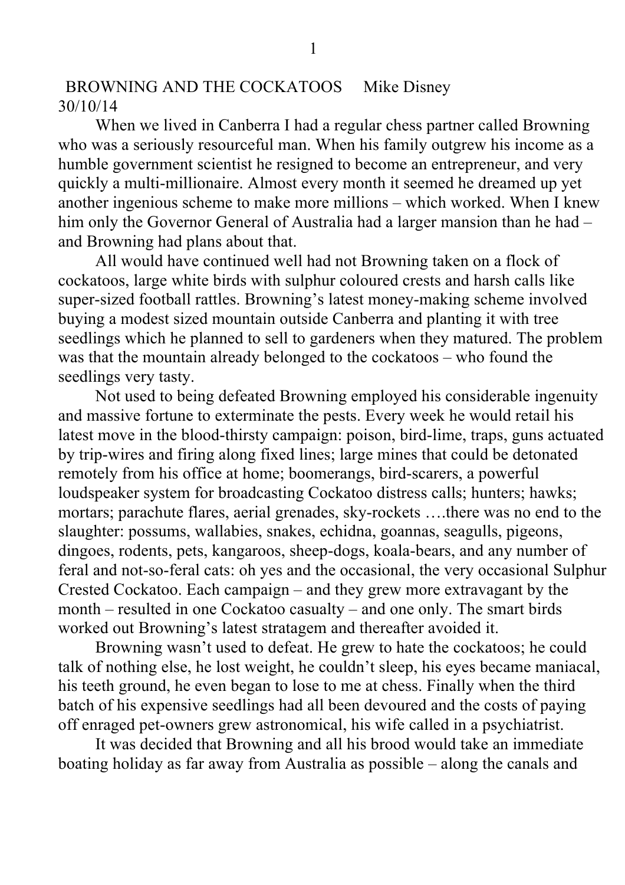# BROWNING AND THE COCKATOOS     Mike Disney

30/10/14

When we lived in Canberra I had a regular chess partner called Browning who was a seriously resourceful man. When his family outgrew his income as a humble government scientist he resigned to become an entrepreneur, and very quickly a multi-millionaire. Almost every month it seemed he dreamed up yet another ingenious scheme to make more millions – which worked. When I knew him only the Governor General of Australia had a larger mansion than he had – and Browning had plans about that.

All would have continued well had not Browning taken on a flock of cockatoos, large white birds with sulphur coloured crests and harsh calls like super-sized football rattles. Browning's latest money-making scheme involved buying a modest sized mountain outside Canberra and planting it with tree seedlings which he planned to sell to gardeners when they matured. The problem was that the mountain already belonged to the cockatoos – who found the seedlings very tasty.

Not used to being defeated Browning employed his considerable ingenuity and massive fortune to exterminate the pests. Every week he would retail his latest move in the blood-thirsty campaign: poison, bird-lime, traps, guns actuated by trip-wires and firing along fixed lines; large mines that could be detonated remotely from his office at home; boomerangs, bird-scarers, a powerful loudspeaker system for broadcasting Cockatoo distress calls; hunters; hawks; mortars; parachute flares, aerial grenades, sky-rockets ….there was no end to the slaughter: possums, wallabies, snakes, echidna, goannas, seagulls, pigeons, dingoes, rodents, pets, kangaroos, sheep-dogs, koala-bears, and any number of feral and not-so-feral cats: oh yes and the occasional, the very occasional Sulphur Crested Cockatoo. Each campaign – and they grew more extravagant by the month – resulted in one Cockatoo casualty – and one only. The smart birds worked out Browning's latest stratagem and thereafter avoided it.

Browning wasn't used to defeat. He grew to hate the cockatoos; he could talk of nothing else, he lost weight, he couldn't sleep, his eyes became maniacal, his teeth ground, he even began to lose to me at chess. Finally when the third batch of his expensive seedlings had all been devoured and the costs of paying off enraged pet-owners grew astronomical, his wife called in a psychiatrist.

It was decided that Browning and all his brood would take an immediate boating holiday as far away from Australia as possible – along the canals and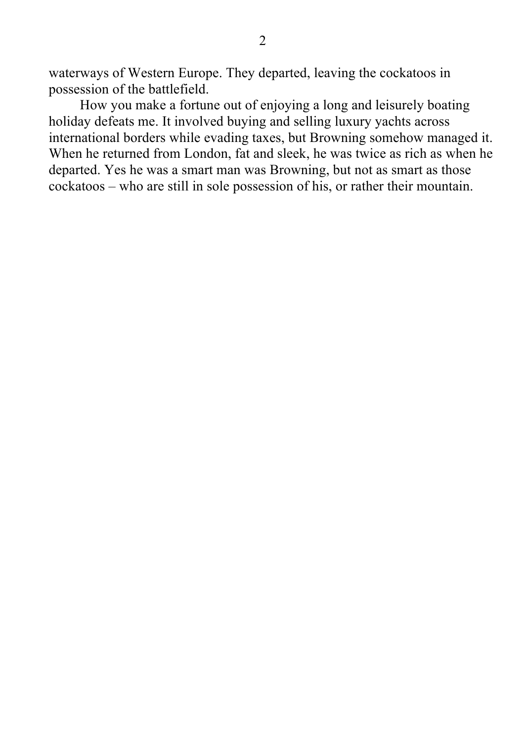waterways of Western Europe. They departed, leaving the cockatoos in possession of the battlefield.

How you make a fortune out of enjoying a long and leisurely boating holiday defeats me. It involved buying and selling luxury yachts across international borders while evading taxes, but Browning somehow managed it. When he returned from London, fat and sleek, he was twice as rich as when he departed. Yes he was a smart man was Browning, but not as smart as those cockatoos – who are still in sole possession of his, or rather their mountain.